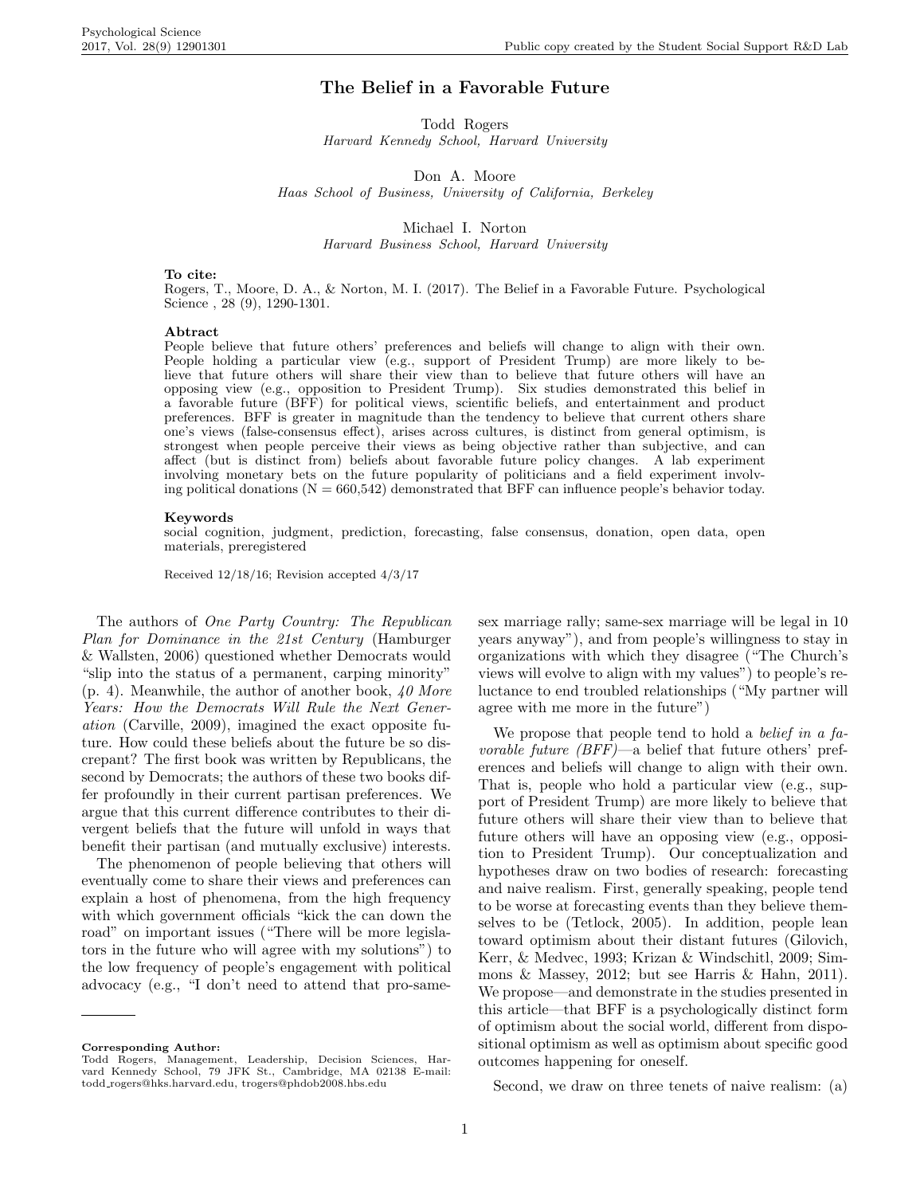# The Belief in a Favorable Future

Todd Rogers
*Harvard Kennedy School, Harvard University*

Don A. Moore
*Haas School of Business, University of California, Berkeley*

Michael I. Norton
*Harvard Business School, Harvard University*

**To cite:**
Rogers, T., Moore, D. A., & Norton, M. I. (2017). The Belief in a Favorable Future. Psychological Science , 28 (9), 1290-1301.

**Abtract**
People believe that future others' preferences and beliefs will change to align with their own. People holding a particular view (e.g., support of President Trump) are more likely to believe that future others will share their view than to believe that future others will have an opposing view (e.g., opposition to President Trump). Six studies demonstrated this belief in a favorable future (BFF) for political views, scientific beliefs, and entertainment and product preferences. BFF is greater in magnitude than the tendency to believe that current others share one's views (false-consensus effect), arises across cultures, is distinct from general optimism, is strongest when people perceive their views as being objective rather than subjective, and can affect (but is distinct from) beliefs about favorable future policy changes. A lab experiment involving monetary bets on the future popularity of politicians and a field experiment involving political donations (N = 660,542) demonstrated that BFF can influence people's behavior today.

**Keywords**
social cognition, judgment, prediction, forecasting, false consensus, donation, open data, open materials, preregistered

Received 12/18/16; Revision accepted 4/3/17

The authors of *One Party Country: The Republican Plan for Dominance in the 21st Century* (Hamburger & Wallsten, 2006) questioned whether Democrats would "slip into the status of a permanent, carping minority" (p. 4). Meanwhile, the author of another book, *40 More Years: How the Democrats Will Rule the Next Generation* (Carville, 2009), imagined the exact opposite future. How could these beliefs about the future be so discrepant? The first book was written by Republicans, the second by Democrats; the authors of these two books differ profoundly in their current partisan preferences. We argue that this current difference contributes to their divergent beliefs that the future will unfold in ways that benefit their partisan (and mutually exclusive) interests.

The phenomenon of people believing that others will eventually come to share their views and preferences can explain a host of phenomena, from the high frequency with which government officials "kick the can down the road" on important issues ("There will be more legislators in the future who will agree with my solutions") to the low frequency of people's engagement with political advocacy (e.g., "I don't need to attend that pro-same-sex marriage rally; same-sex marriage will be legal in 10 years anyway"), and from people's willingness to stay in organizations with which they disagree ("The Church's views will evolve to align with my values") to people's reluctance to end troubled relationships ("My partner will agree with me more in the future")

We propose that people tend to hold a *belief in a favorable future (BFF)*—a belief that future others' preferences and beliefs will change to align with their own. That is, people who hold a particular view (e.g., support of President Trump) are more likely to believe that future others will share their view than to believe that future others will have an opposing view (e.g., opposition to President Trump). Our conceptualization and hypotheses draw on two bodies of research: forecasting and naive realism. First, generally speaking, people tend to be worse at forecasting events than they believe themselves to be (Tetlock, 2005). In addition, people lean toward optimism about their distant futures (Gilovich, Kerr, & Medvec, 1993; Krizan & Windschitl, 2009; Simmons & Massey, 2012; but see Harris & Hahn, 2011). We propose—and demonstrate in the studies presented in this article—that BFF is a psychologically distinct form of optimism about the social world, different from dispositional optimism as well as optimism about specific good outcomes happening for oneself.

Second, we draw on three tenets of naive realism: (a)

**Corresponding Author:**
Todd Rogers, Management, Leadership, Decision Sciences, Harvard Kennedy School, 79 JFK St., Cambridge, MA 02138 E-mail: todd_rogers@hks.harvard.edu, trogers@phdob2008.hbs.edu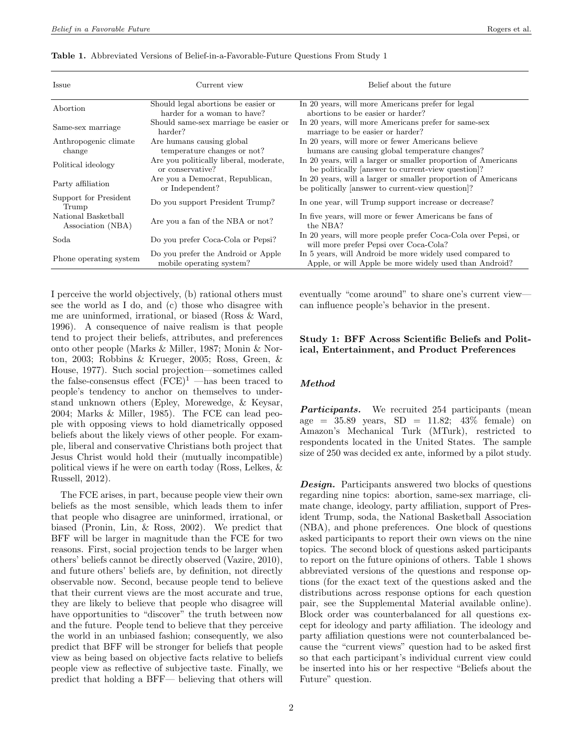**Table 1.** Abbreviated Versions of Belief-in-a-Favorable-Future Questions From Study 1

| Issue | Current view | Belief about the future |
|---|---|---|
| Abortion | Should legal abortions be easier or harder for a woman to have? | In 20 years, will more Americans prefer for legal abortions to be easier or harder? |
| Same-sex marriage | Should same-sex marriage be easier or harder? | In 20 years, will more Americans prefer for same-sex marriage to be easier or harder? |
| Anthropogenic climate change | Are humans causing global temperature changes or not? | In 20 years, will more or fewer Americans believe humans are causing global temperature changes? |
| Political ideology | Are you politically liberal, moderate, or conservative? | In 20 years, will a larger or smaller proportion of Americans be politically [answer to current-view question]? |
| Party affiliation | Are you a Democrat, Republican, or Independent? | In 20 years, will a larger or smaller proportion of Americans be politically [answer to current-view question]? |
| Support for President Trump | Do you support President Trump? | In one year, will Trump support increase or decrease? |
| National Basketball Association (NBA) | Are you a fan of the NBA or not? | In five years, will more or fewer Americans be fans of the NBA? |
| Soda | Do you prefer Coca-Cola or Pepsi? | In 20 years, will more people prefer Coca-Cola over Pepsi, or will more prefer Pepsi over Coca-Cola? |
| Phone operating system | Do you prefer the Android or Apple mobile operating system? | In 5 years, will Android be more widely used compared to Apple, or will Apple be more widely used than Android? |

I perceive the world objectively, (b) rational others must see the world as I do, and (c) those who disagree with me are uninformed, irrational, or biased (Ross & Ward, 1996). A consequence of naive realism is that people tend to project their beliefs, attributes, and preferences onto other people (Marks & Miller, 1987; Monin & Norton, 2003; Robbins & Krueger, 2005; Ross, Green, & House, 1977). Such social projection—sometimes called the false-consensus effect (FCE)[1] —has been traced to people's tendency to anchor on themselves to understand unknown others (Epley, Morewedge, & Keysar, 2004; Marks & Miller, 1985). The FCE can lead people with opposing views to hold diametrically opposed beliefs about the likely views of other people. For example, liberal and conservative Christians both project that Jesus Christ would hold their (mutually incompatible) political views if he were on earth today (Ross, Lelkes, & Russell, 2012).

The FCE arises, in part, because people view their own beliefs as the most sensible, which leads them to infer that people who disagree are uninformed, irrational, or biased (Pronin, Lin, & Ross, 2002). We predict that BFF will be larger in magnitude than the FCE for two reasons. First, social projection tends to be larger when others' beliefs cannot be directly observed (Vazire, 2010), and future others' beliefs are, by definition, not directly observable now. Second, because people tend to believe that their current views are the most accurate and true, they are likely to believe that people who disagree will have opportunities to "discover" the truth between now and the future. People tend to believe that they perceive the world in an unbiased fashion; consequently, we also predict that BFF will be stronger for beliefs that people view as being based on objective facts relative to beliefs people view as reflective of subjective taste. Finally, we predict that holding a BFF— believing that others will eventually "come around" to share one's current view—can influence people's behavior in the present.

## Study 1: BFF Across Scientific Beliefs and Political, Entertainment, and Product Preferences

### Method

***Participants.*** We recruited 254 participants (mean age = 35.89 years, SD = 11.82; 43% female) on Amazon's Mechanical Turk (MTurk), restricted to respondents located in the United States. The sample size of 250 was decided ex ante, informed by a pilot study.

***Design.*** Participants answered two blocks of questions regarding nine topics: abortion, same-sex marriage, climate change, ideology, party affiliation, support of President Trump, soda, the National Basketball Association (NBA), and phone preferences. One block of questions asked participants to report their own views on the nine topics. The second block of questions asked participants to report on the future opinions of others. Table 1 shows abbreviated versions of the questions and response options (for the exact text of the questions asked and the distributions across response options for each question pair, see the Supplemental Material available online). Block order was counterbalanced for all questions except for ideology and party affiliation. The ideology and party affiliation questions were not counterbalanced because the "current views" question had to be asked first so that each participant's individual current view could be inserted into his or her respective "Beliefs about the Future" question.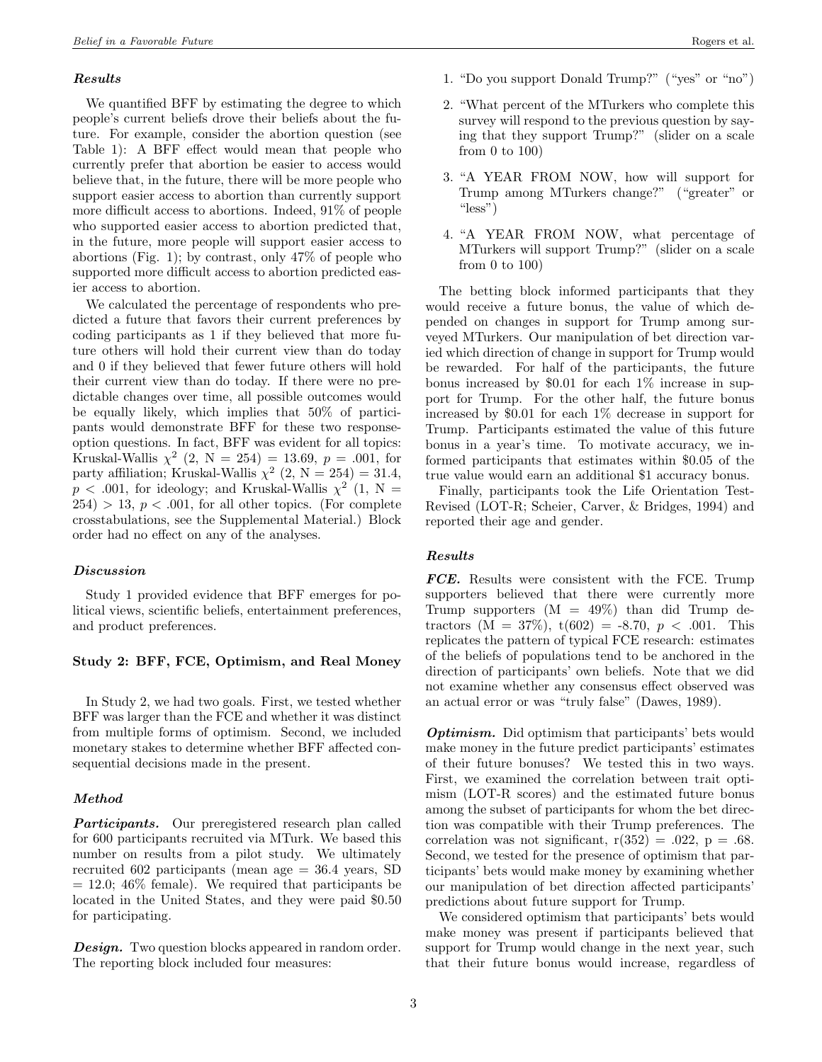### *Results*

We quantified BFF by estimating the degree to which people's current beliefs drove their beliefs about the future. For example, consider the abortion question (see Table 1): A BFF effect would mean that people who currently prefer that abortion be easier to access would believe that, in the future, there will be more people who support easier access to abortion than currently support more difficult access to abortions. Indeed, 91% of people who supported easier access to abortion predicted that, in the future, more people will support easier access to abortions (Fig. 1); by contrast, only 47% of people who supported more difficult access to abortion predicted easier access to abortion.

We calculated the percentage of respondents who predicted a future that favors their current preferences by coding participants as 1 if they believed that more future others will hold their current view than do today and 0 if they believed that fewer future others will hold their current view than do today. If there were no predictable changes over time, all possible outcomes would be equally likely, which implies that 50% of participants would demonstrate BFF for these two response-option questions. In fact, BFF was evident for all topics: Kruskal-Wallis $\chi^2$ (2, N = 254) = 13.69, $p$ = .001, for party affiliation; Kruskal-Wallis $\chi^2$ (2, N = 254) = 31.4, $p$ < .001, for ideology; and Kruskal-Wallis $\chi^2$ (1, N = 254) > 13, $p$ < .001, for all other topics. (For complete crosstabulations, see the Supplemental Material.) Block order had no effect on any of the analyses.

### *Discussion*

Study 1 provided evidence that BFF emerges for political views, scientific beliefs, entertainment preferences, and product preferences.

## Study 2: BFF, FCE, Optimism, and Real Money

In Study 2, we had two goals. First, we tested whether BFF was larger than the FCE and whether it was distinct from multiple forms of optimism. Second, we included monetary stakes to determine whether BFF affected consequential decisions made in the present.

### *Method*

***Participants.*** Our preregistered research plan called for 600 participants recruited via MTurk. We based this number on results from a pilot study. We ultimately recruited 602 participants (mean age = 36.4 years, SD = 12.0; 46% female). We required that participants be located in the United States, and they were paid $0.50 for participating.

***Design.*** Two question blocks appeared in random order. The reporting block included four measures:

1. "Do you support Donald Trump?" ("yes" or "no")
2. "What percent of the MTurkers who complete this survey will respond to the previous question by saying that they support Trump?" (slider on a scale from 0 to 100)
3. "A YEAR FROM NOW, how will support for Trump among MTurkers change?" ("greater" or "less")
4. "A YEAR FROM NOW, what percentage of MTurkers will support Trump?" (slider on a scale from 0 to 100)

The betting block informed participants that they would receive a future bonus, the value of which depended on changes in support for Trump among surveyed MTurkers. Our manipulation of bet direction varied which direction of change in support for Trump would be rewarded. For half of the participants, the future bonus increased by $0.01 for each 1% increase in support for Trump. For the other half, the future bonus increased by $0.01 for each 1% decrease in support for Trump. Participants estimated the value of this future bonus in a year's time. To motivate accuracy, we informed participants that estimates within $0.05 of the true value would earn an additional $1 accuracy bonus.

Finally, participants took the Life Orientation Test-Revised (LOT-R; Scheier, Carver, & Bridges, 1994) and reported their age and gender.

### *Results*

***FCE.*** Results were consistent with the FCE. Trump supporters believed that there were currently more Trump supporters (M = 49%) than did Trump detractors (M = 37%), t(602) = -8.70, $p$ < .001. This replicates the pattern of typical FCE research: estimates of the beliefs of populations tend to be anchored in the direction of participants' own beliefs. Note that we did not examine whether any consensus effect observed was an actual error or was "truly false" (Dawes, 1989).

***Optimism.*** Did optimism that participants' bets would make money in the future predict participants' estimates of their future bonuses? We tested this in two ways. First, we examined the correlation between trait optimism (LOT-R scores) and the estimated future bonus among the subset of participants for whom the bet direction was compatible with their Trump preferences. The correlation was not significant, r(352) = .022, p = .68. Second, we tested for the presence of optimism that participants' bets would make money by examining whether our manipulation of bet direction affected participants' predictions about future support for Trump.

We considered optimism that participants' bets would make money was present if participants believed that support for Trump would change in the next year, such that their future bonus would increase, regardless of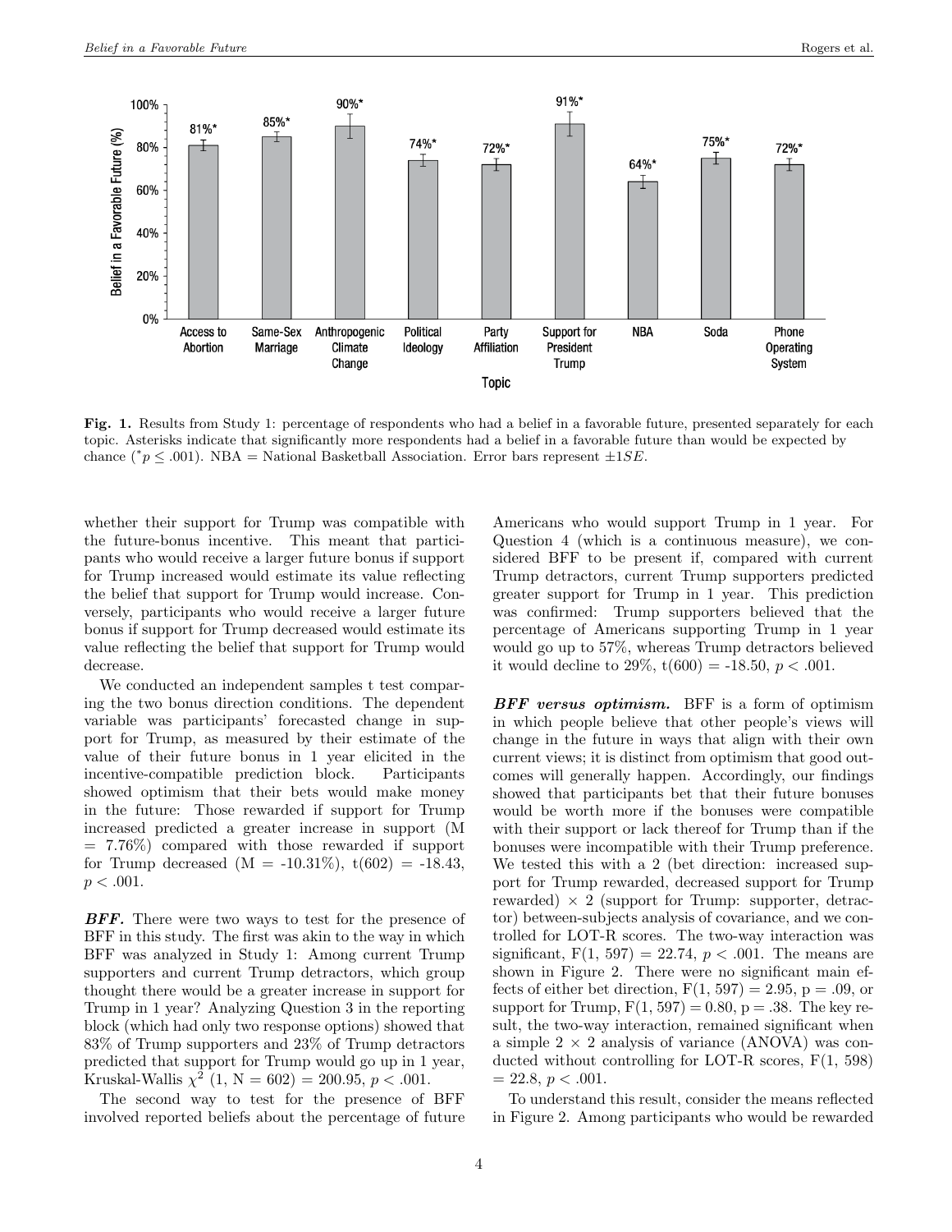**Fig. 1.** Results from Study 1: percentage of respondents who had a belief in a favorable future, presented separately for each topic. Asterisks indicate that significantly more respondents had a belief in a favorable future than would be expected by chance ($^{*}p \leq .001$). NBA = National Basketball Association. Error bars represent $\pm 1SE$.

whether their support for Trump was compatible with the future-bonus incentive. This meant that participants who would receive a larger future bonus if support for Trump increased would estimate its value reflecting the belief that support for Trump would increase. Conversely, participants who would receive a larger future bonus if support for Trump decreased would estimate its value reflecting the belief that support for Trump would decrease.

We conducted an independent samples t test comparing the two bonus direction conditions. The dependent variable was participants' forecasted change in support for Trump, as measured by their estimate of the value of their future bonus in 1 year elicited in the incentive-compatible prediction block. Participants showed optimism that their bets would make money in the future: Those rewarded if support for Trump increased predicted a greater increase in support (M = 7.76%) compared with those rewarded if support for Trump decreased (M = -10.31%), $t(602) = -18.43$, $p < .001$.

***BFF.*** There were two ways to test for the presence of BFF in this study. The first was akin to the way in which BFF was analyzed in Study 1: Among current Trump supporters and current Trump detractors, which group thought there would be a greater increase in support for Trump in 1 year? Analyzing Question 3 in the reporting block (which had only two response options) showed that 83% of Trump supporters and 23% of Trump detractors predicted that support for Trump would go up in 1 year, Kruskal-Wallis $\chi^2$ (1, N = 602) = 200.95, $p < .001$.

The second way to test for the presence of BFF involved reported beliefs about the percentage of future Americans who would support Trump in 1 year. For Question 4 (which is a continuous measure), we considered BFF to be present if, compared with current Trump detractors, current Trump supporters predicted greater support for Trump in 1 year. This prediction was confirmed: Trump supporters believed that the percentage of Americans supporting Trump in 1 year would go up to 57%, whereas Trump detractors believed it would decline to 29%, $t(600) = -18.50$, $p < .001$.

***BFF versus optimism.*** BFF is a form of optimism in which people believe that other people's views will change in the future in ways that align with their own current views; it is distinct from optimism that good outcomes will generally happen. Accordingly, our findings showed that participants bet that their future bonuses would be worth more if the bonuses were compatible with their support or lack thereof for Trump than if the bonuses were incompatible with their Trump preference. We tested this with a 2 (bet direction: increased support for Trump rewarded, decreased support for Trump rewarded) × 2 (support for Trump: supporter, detractor) between-subjects analysis of covariance, and we controlled for LOT-R scores. The two-way interaction was significant, $F(1, 597) = 22.74$, $p < .001$. The means are shown in Figure 2. There were no significant main effects of either bet direction, $F(1, 597) = 2.95$, p = .09, or support for Trump, $F(1, 597) = 0.80$, p = .38. The key result, the two-way interaction, remained significant when a simple 2 × 2 analysis of variance (ANOVA) was conducted without controlling for LOT-R scores, $F(1, 598) = 22.8$, $p < .001$.

To understand this result, consider the means reflected in Figure 2. Among participants who would be rewarded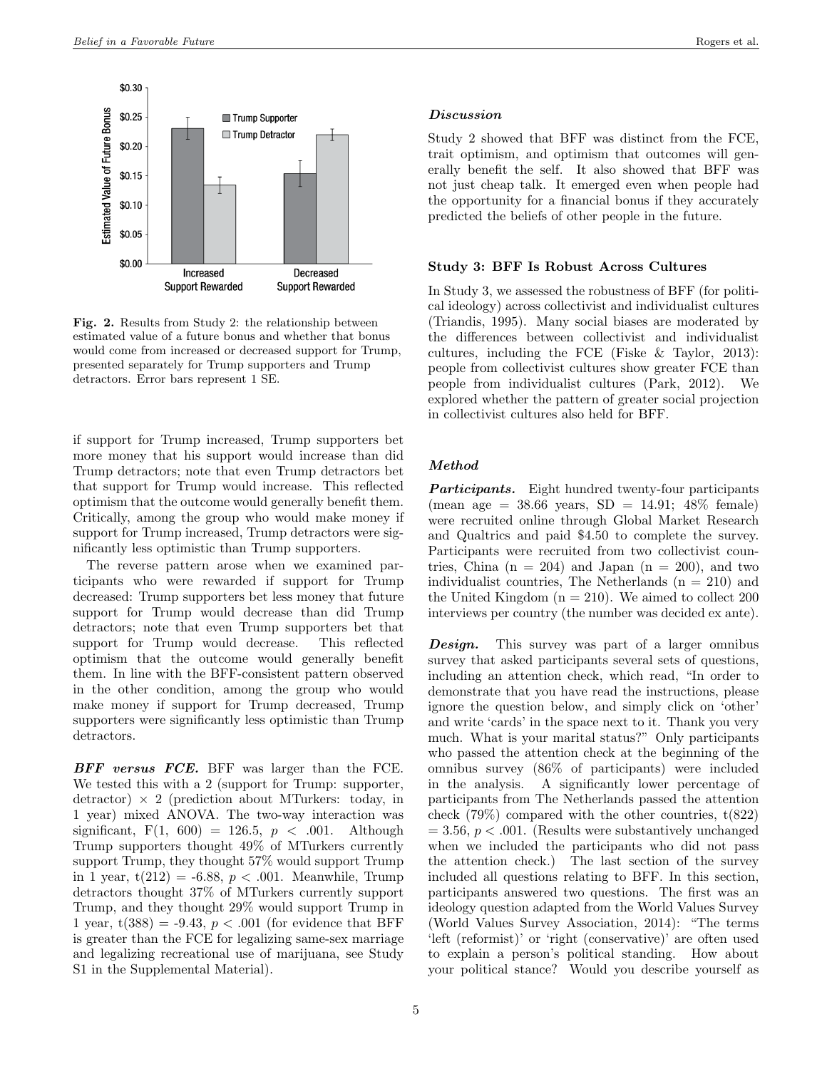Fig. 2. Results from Study 2: the relationship between estimated value of a future bonus and whether that bonus would come from increased or decreased support for Trump, presented separately for Trump supporters and Trump detractors. Error bars represent 1 SE.

if support for Trump increased, Trump supporters bet more money that his support would increase than did Trump detractors; note that even Trump detractors bet that support for Trump would increase. This reflected optimism that the outcome would generally benefit them. Critically, among the group who would make money if support for Trump increased, Trump detractors were significantly less optimistic than Trump supporters.

The reverse pattern arose when we examined participants who were rewarded if support for Trump decreased: Trump supporters bet less money that future support for Trump would decrease than did Trump detractors; note that even Trump supporters bet that support for Trump would decrease. This reflected optimism that the outcome would generally benefit them. In line with the BFF-consistent pattern observed in the other condition, among the group who would make money if support for Trump decreased, Trump supporters were significantly less optimistic than Trump detractors.

***BFF versus FCE.*** BFF was larger than the FCE. We tested this with a 2 (support for Trump: supporter, detractor) × 2 (prediction about MTurkers: today, in 1 year) mixed ANOVA. The two-way interaction was significant, $F(1, 600) = 126.5$, $p < .001$. Although Trump supporters thought 49% of MTurkers currently support Trump, they thought 57% would support Trump in 1 year, $t(212) = -6.88$, $p < .001$. Meanwhile, Trump detractors thought 37% of MTurkers currently support Trump, and they thought 29% would support Trump in 1 year, $t(388) = -9.43$, $p < .001$ (for evidence that BFF is greater than the FCE for legalizing same-sex marriage and legalizing recreational use of marijuana, see Study S1 in the Supplemental Material).

### *Discussion*

Study 2 showed that BFF was distinct from the FCE, trait optimism, and optimism that outcomes will generally benefit the self. It also showed that BFF was not just cheap talk. It emerged even when people had the opportunity for a financial bonus if they accurately predicted the beliefs of other people in the future.

## Study 3: BFF Is Robust Across Cultures

In Study 3, we assessed the robustness of BFF (for political ideology) across collectivist and individualist cultures (Triandis, 1995). Many social biases are moderated by the differences between collectivist and individualist cultures, including the FCE (Fiske & Taylor, 2013): people from collectivist cultures show greater FCE than people from individualist cultures (Park, 2012). We explored whether the pattern of greater social projection in collectivist cultures also held for BFF.

### *Method*

***Participants.*** Eight hundred twenty-four participants (mean age = 38.66 years, SD = 14.91; 48% female) were recruited online through Global Market Research and Qualtrics and paid $4.50 to complete the survey. Participants were recruited from two collectivist countries, China (n = 204) and Japan (n = 200), and two individualist countries, The Netherlands (n = 210) and the United Kingdom (n = 210). We aimed to collect 200 interviews per country (the number was decided ex ante).

***Design.*** This survey was part of a larger omnibus survey that asked participants several sets of questions, including an attention check, which read, "In order to demonstrate that you have read the instructions, please ignore the question below, and simply click on 'other' and write 'cards' in the space next to it. Thank you very much. What is your marital status?" Only participants who passed the attention check at the beginning of the omnibus survey (86% of participants) were included in the analysis. A significantly lower percentage of participants from The Netherlands passed the attention check (79%) compared with the other countries, $t(822) = 3.56$, $p < .001$. (Results were substantively unchanged when we included the participants who did not pass the attention check.) The last section of the survey included all questions relating to BFF. In this section, participants answered two questions. The first was an ideology question adapted from the World Values Survey (World Values Survey Association, 2014): "The terms 'left (reformist)' or 'right (conservative)' are often used to explain a person's political standing. How about your political stance? Would you describe yourself as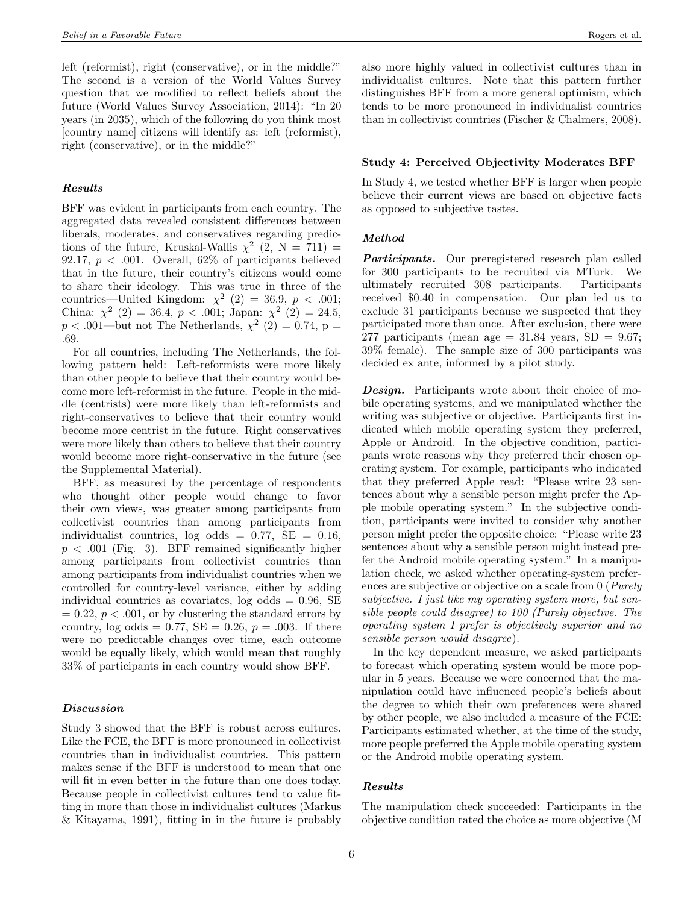left (reformist), right (conservative), or in the middle?" The second is a version of the World Values Survey question that we modified to reflect beliefs about the future (World Values Survey Association, 2014): "In 20 years (in 2035), which of the following do you think most [country name] citizens will identify as: left (reformist), right (conservative), or in the middle?"

#### *Results*

BFF was evident in participants from each country. The aggregated data revealed consistent differences between liberals, moderates, and conservatives regarding predictions of the future, Kruskal-Wallis $\chi^2$ (2, N = 711) = 92.17, $p$ < .001. Overall, 62% of participants believed that in the future, their country's citizens would come to share their ideology. This was true in three of the countries—United Kingdom: $\chi^2$ (2) = 36.9, $p$ < .001; China: $\chi^2$ (2) = 36.4, $p$ < .001; Japan: $\chi^2$ (2) = 24.5, $p$ < .001—but not The Netherlands, $\chi^2$ (2) = 0.74, p = .69.

For all countries, including The Netherlands, the following pattern held: Left-reformists were more likely than other people to believe that their country would become more left-reformist in the future. People in the middle (centrists) were more likely than left-reformists and right-conservatives to believe that their country would become more centrist in the future. Right conservatives were more likely than others to believe that their country would become more right-conservative in the future (see the Supplemental Material).

BFF, as measured by the percentage of respondents who thought other people would change to favor their own views, was greater among participants from collectivist countries than among participants from individualist countries, log odds = 0.77, SE = 0.16, $p$ < .001 (Fig. 3). BFF remained significantly higher among participants from collectivist countries than among participants from individualist countries when we controlled for country-level variance, either by adding individual countries as covariates, log odds = 0.96, SE = 0.22, $p$ < .001, or by clustering the standard errors by country, log odds = 0.77, SE = 0.26, $p$ = .003. If there were no predictable changes over time, each outcome would be equally likely, which would mean that roughly 33% of participants in each country would show BFF.

#### *Discussion*

Study 3 showed that the BFF is robust across cultures. Like the FCE, the BFF is more pronounced in collectivist countries than in individualist countries. This pattern makes sense if the BFF is understood to mean that one will fit in even better in the future than one does today. Because people in collectivist cultures tend to value fitting in more than those in individualist cultures (Markus & Kitayama, 1991), fitting in in the future is probably also more highly valued in collectivist cultures than in individualist cultures. Note that this pattern further distinguishes BFF from a more general optimism, which tends to be more pronounced in individualist countries than in collectivist countries (Fischer & Chalmers, 2008).

### Study 4: Perceived Objectivity Moderates BFF

In Study 4, we tested whether BFF is larger when people believe their current views are based on objective facts as opposed to subjective tastes.

#### *Method*

***Participants.*** Our preregistered research plan called for 300 participants to be recruited via MTurk. We ultimately recruited 308 participants. Participants received $0.40 in compensation. Our plan led us to exclude 31 participants because we suspected that they participated more than once. After exclusion, there were 277 participants (mean age = 31.84 years, SD = 9.67; 39% female). The sample size of 300 participants was decided ex ante, informed by a pilot study.

***Design.*** Participants wrote about their choice of mobile operating systems, and we manipulated whether the writing was subjective or objective. Participants first indicated which mobile operating system they preferred, Apple or Android. In the objective condition, participants wrote reasons why they preferred their chosen operating system. For example, participants who indicated that they preferred Apple read: "Please write 23 sentences about why a sensible person might prefer the Apple mobile operating system." In the subjective condition, participants were invited to consider why another person might prefer the opposite choice: "Please write 23 sentences about why a sensible person might instead prefer the Android mobile operating system." In a manipulation check, we asked whether operating-system preferences are subjective or objective on a scale from 0 (*Purely subjective. I just like my operating system more, but sensible people could disagree*) to 100 (*Purely objective. The operating system I prefer is objectively superior and no sensible person would disagree*).

In the key dependent measure, we asked participants to forecast which operating system would be more popular in 5 years. Because we were concerned that the manipulation could have influenced people's beliefs about the degree to which their own preferences were shared by other people, we also included a measure of the FCE: Participants estimated whether, at the time of the study, more people preferred the Apple mobile operating system or the Android mobile operating system.

#### *Results*

The manipulation check succeeded: Participants in the objective condition rated the choice as more objective (M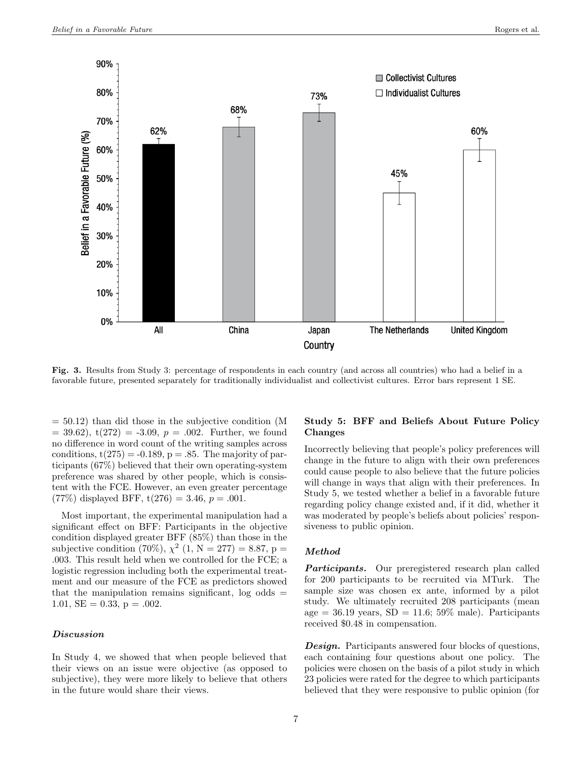**Fig. 3.** Results from Study 3: percentage of respondents in each country (and across all countries) who had a belief in a favorable future, presented separately for traditionally individualist and collectivist cultures. Error bars represent 1 SE.

= 50.12) than did those in the subjective condition (M = 39.62), t(272) = -3.09, $p$ = .002. Further, we found no difference in word count of the writing samples across conditions, t(275) = -0.189, p = .85. The majority of participants (67%) believed that their own operating-system preference was shared by other people, which is consistent with the FCE. However, an even greater percentage (77%) displayed BFF, t(276) = 3.46, $p$ = .001.

Most important, the experimental manipulation had a significant effect on BFF: Participants in the objective condition displayed greater BFF (85%) than those in the subjective condition (70%), $\chi^2$ (1, N = 277) = 8.87, p = .003. This result held when we controlled for the FCE; a logistic regression including both the experimental treatment and our measure of the FCE as predictors showed that the manipulation remains significant, log odds = 1.01, SE = 0.33, p = .002.

### *Discussion*

In Study 4, we showed that when people believed that their views on an issue were objective (as opposed to subjective), they were more likely to believe that others in the future would share their views.

## Study 5: BFF and Beliefs About Future Policy Changes

Incorrectly believing that people's policy preferences will change in the future to align with their own preferences could cause people to also believe that the future policies will change in ways that align with their preferences. In Study 5, we tested whether a belief in a favorable future regarding policy change existed and, if it did, whether it was moderated by people's beliefs about policies' responsiveness to public opinion.

### *Method*

***Participants.*** Our preregistered research plan called for 200 participants to be recruited via MTurk. The sample size was chosen ex ante, informed by a pilot study. We ultimately recruited 208 participants (mean age = 36.19 years, SD = 11.6; 59% male). Participants received $0.48 in compensation.

***Design.*** Participants answered four blocks of questions, each containing four questions about one policy. The policies were chosen on the basis of a pilot study in which 23 policies were rated for the degree to which participants believed that they were responsive to public opinion (for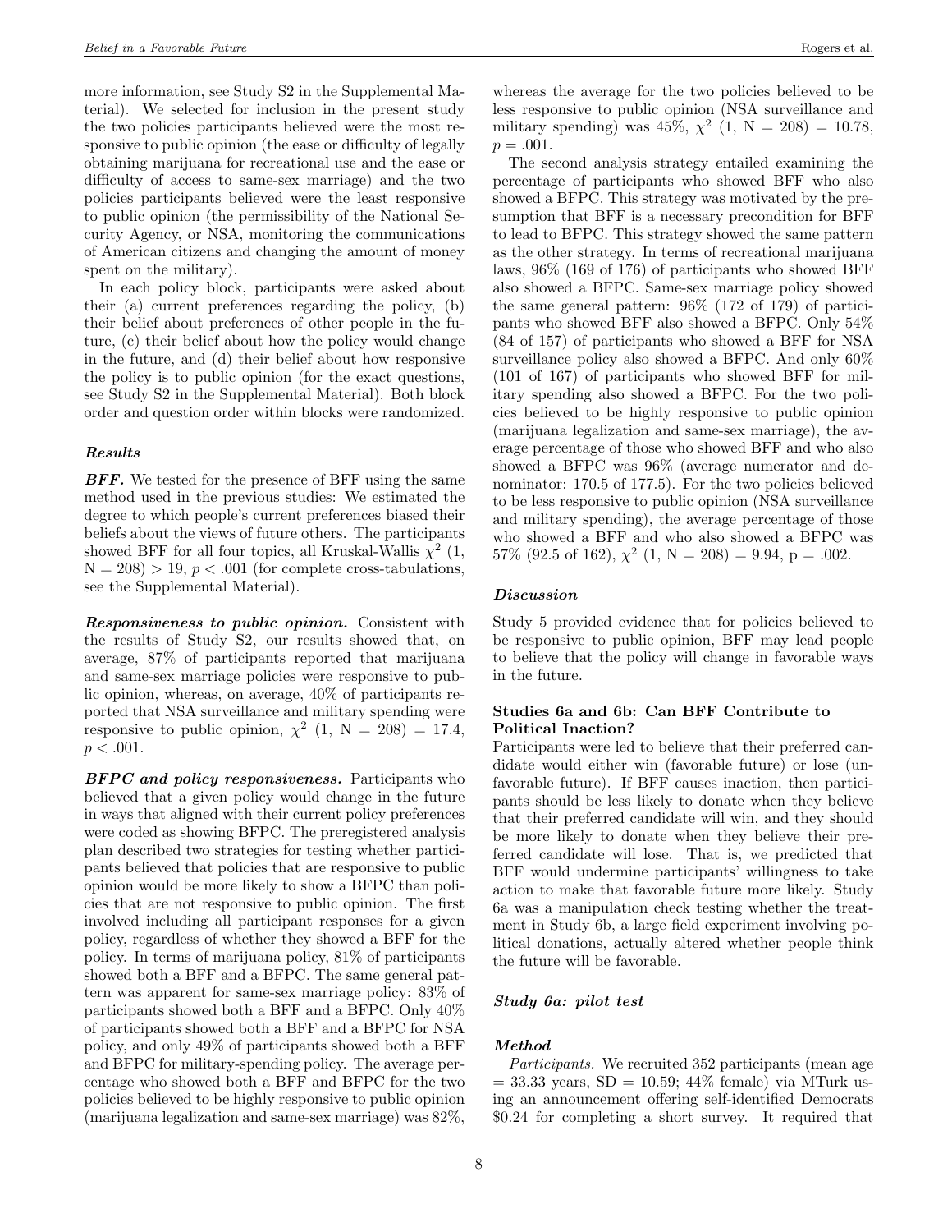more information, see Study S2 in the Supplemental Material). We selected for inclusion in the present study the two policies participants believed were the most responsive to public opinion (the ease or difficulty of legally obtaining marijuana for recreational use and the ease or difficulty of access to same-sex marriage) and the two policies participants believed were the least responsive to public opinion (the permissibility of the National Security Agency, or NSA, monitoring the communications of American citizens and changing the amount of money spent on the military).

In each policy block, participants were asked about their (a) current preferences regarding the policy, (b) their belief about preferences of other people in the future, (c) their belief about how the policy would change in the future, and (d) their belief about how responsive the policy is to public opinion (for the exact questions, see Study S2 in the Supplemental Material). Both block order and question order within blocks were randomized.

### *Results*

***BFF.*** We tested for the presence of BFF using the same method used in the previous studies: We estimated the degree to which people's current preferences biased their beliefs about the views of future others. The participants showed BFF for all four topics, all Kruskal-Wallis $\chi^2$ (1, N = 208) > 19, $p < .001$ (for complete cross-tabulations, see the Supplemental Material).

***Responsiveness to public opinion.*** Consistent with the results of Study S2, our results showed that, on average, 87% of participants reported that marijuana and same-sex marriage policies were responsive to public opinion, whereas, on average, 40% of participants reported that NSA surveillance and military spending were responsive to public opinion, $\chi^2$ (1, N = 208) = 17.4, $p < .001$.

***BFPC and policy responsiveness.*** Participants who believed that a given policy would change in the future in ways that aligned with their current policy preferences were coded as showing BFPC. The preregistered analysis plan described two strategies for testing whether participants believed that policies that are responsive to public opinion would be more likely to show a BFPC than policies that are not responsive to public opinion. The first involved including all participant responses for a given policy, regardless of whether they showed a BFF for the policy. In terms of marijuana policy, 81% of participants showed both a BFF and a BFPC. The same general pattern was apparent for same-sex marriage policy: 83% of participants showed both a BFF and a BFPC. Only 40% of participants showed both a BFF and a BFPC for NSA policy, and only 49% of participants showed both a BFF and BFPC for military-spending policy. The average percentage who showed both a BFF and BFPC for the two policies believed to be highly responsive to public opinion (marijuana legalization and same-sex marriage) was 82%, whereas the average for the two policies believed to be less responsive to public opinion (NSA surveillance and military spending) was 45%, $\chi^2$ (1, N = 208) = 10.78, $p = .001$.

The second analysis strategy entailed examining the percentage of participants who showed BFF who also showed a BFPC. This strategy was motivated by the presumption that BFF is a necessary precondition for BFF to lead to BFPC. This strategy showed the same pattern as the other strategy. In terms of recreational marijuana laws, 96% (169 of 176) of participants who showed BFF also showed a BFPC. Same-sex marriage policy showed the same general pattern: 96% (172 of 179) of participants who showed BFF also showed a BFPC. Only 54% (84 of 157) of participants who showed a BFF for NSA surveillance policy also showed a BFPC. And only 60% (101 of 167) of participants who showed BFF for military spending also showed a BFPC. For the two policies believed to be highly responsive to public opinion (marijuana legalization and same-sex marriage), the average percentage of those who showed BFF and who also showed a BFPC was 96% (average numerator and denominator: 170.5 of 177.5). For the two policies believed to be less responsive to public opinion (NSA surveillance and military spending), the average percentage of those who showed a BFF and who also showed a BFPC was 57% (92.5 of 162), $\chi^2$ (1, N = 208) = 9.94, p = .002.

### *Discussion*

Study 5 provided evidence that for policies believed to be responsive to public opinion, BFF may lead people to believe that the policy will change in favorable ways in the future.

## Studies 6a and 6b: Can BFF Contribute to Political Inaction?

Participants were led to believe that their preferred candidate would either win (favorable future) or lose (unfavorable future). If BFF causes inaction, then participants should be less likely to donate when they believe that their preferred candidate will win, and they should be more likely to donate when they believe their preferred candidate will lose. That is, we predicted that BFF would undermine participants' willingness to take action to make that favorable future more likely. Study 6a was a manipulation check testing whether the treatment in Study 6b, a large field experiment involving political donations, actually altered whether people think the future will be favorable.

### *Study 6a: pilot test*

#### *Method*

*Participants.* We recruited 352 participants (mean age = 33.33 years, SD = 10.59; 44% female) via MTurk using an announcement offering self-identified Democrats \$0.24 for completing a short survey. It required that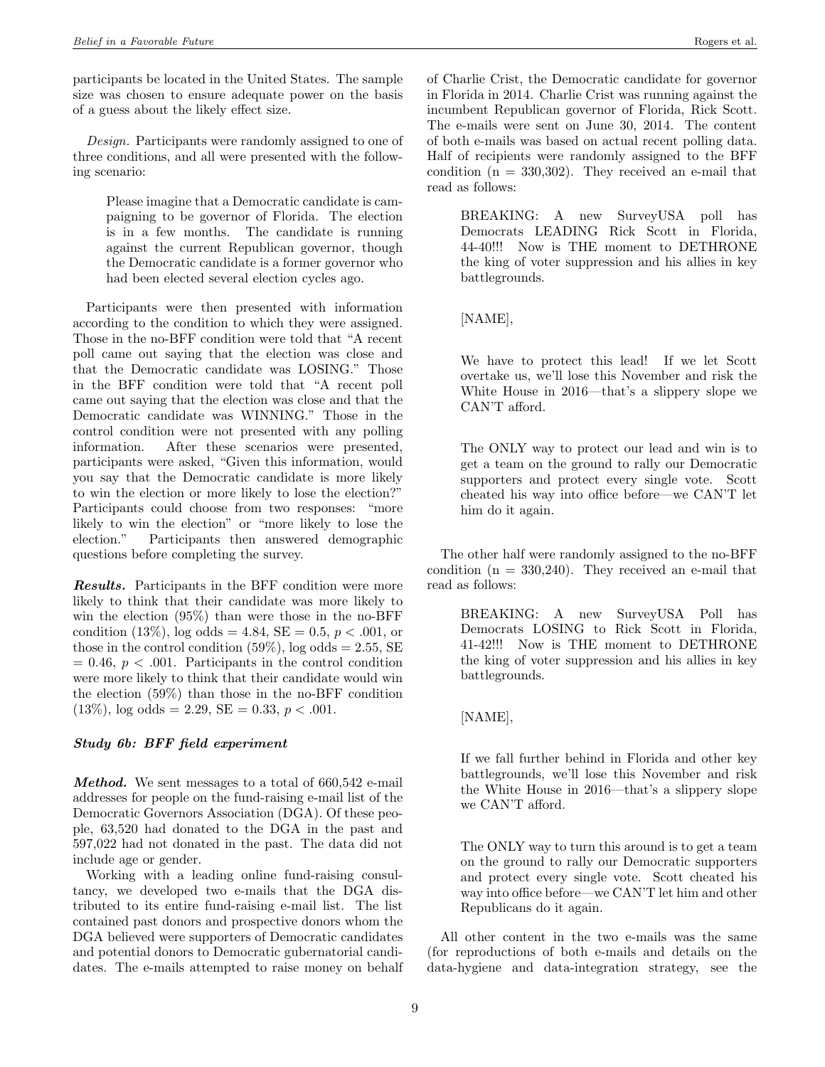participants be located in the United States. The sample size was chosen to ensure adequate power on the basis of a guess about the likely effect size.

*Design.* Participants were randomly assigned to one of three conditions, and all were presented with the following scenario:

> Please imagine that a Democratic candidate is campaigning to be governor of Florida. The election is in a few months. The candidate is running against the current Republican governor, though the Democratic candidate is a former governor who had been elected several election cycles ago.

Participants were then presented with information according to the condition to which they were assigned. Those in the no-BFF condition were told that "A recent poll came out saying that the election was close and that the Democratic candidate was LOSING." Those in the BFF condition were told that "A recent poll came out saying that the election was close and that the Democratic candidate was WINNING." Those in the control condition were not presented with any polling information. After these scenarios were presented, participants were asked, "Given this information, would you say that the Democratic candidate is more likely to win the election or more likely to lose the election?" Participants could choose from two responses: "more likely to win the election" or "more likely to lose the election." Participants then answered demographic questions before completing the survey.

***Results.*** Participants in the BFF condition were more likely to think that their candidate was more likely to win the election (95%) than were those in the no-BFF condition (13%), log odds = 4.84, SE = 0.5, $p < .001$, or those in the control condition (59%), log odds = 2.55, SE = 0.46, $p < .001$. Participants in the control condition were more likely to think that their candidate would win the election (59%) than those in the no-BFF condition (13%), log odds = 2.29, SE = 0.33, $p < .001$.

### *Study 6b: BFF field experiment*

***Method.*** We sent messages to a total of 660,542 e-mail addresses for people on the fund-raising e-mail list of the Democratic Governors Association (DGA). Of these people, 63,520 had donated to the DGA in the past and 597,022 had not donated in the past. The data did not include age or gender.

Working with a leading online fund-raising consultancy, we developed two e-mails that the DGA distributed to its entire fund-raising e-mail list. The list contained past donors and prospective donors whom the DGA believed were supporters of Democratic candidates and potential donors to Democratic gubernatorial candidates. The e-mails attempted to raise money on behalf of Charlie Crist, the Democratic candidate for governor in Florida in 2014. Charlie Crist was running against the incumbent Republican governor of Florida, Rick Scott. The e-mails were sent on June 30, 2014. The content of both e-mails was based on actual recent polling data. Half of recipients were randomly assigned to the BFF condition (n = 330,302). They received an e-mail that read as follows:

> BREAKING: A new SurveyUSA poll has Democrats LEADING Rick Scott in Florida, 44-40!!! Now is THE moment to DETHRONE the king of voter suppression and his allies in key battlegrounds.
>
> [NAME],
>
> We have to protect this lead! If we let Scott overtake us, we'll lose this November and risk the White House in 2016—that's a slippery slope we CAN'T afford.
>
> The ONLY way to protect our lead and win is to get a team on the ground to rally our Democratic supporters and protect every single vote. Scott cheated his way into office before—we CAN'T let him do it again.

The other half were randomly assigned to the no-BFF condition (n = 330,240). They received an e-mail that read as follows:

> BREAKING: A new SurveyUSA Poll has Democrats LOSING to Rick Scott in Florida, 41-42!!! Now is THE moment to DETHRONE the king of voter suppression and his allies in key battlegrounds.
>
> [NAME],
>
> If we fall further behind in Florida and other key battlegrounds, we'll lose this November and risk the White House in 2016—that's a slippery slope we CAN'T afford.
>
> The ONLY way to turn this around is to get a team on the ground to rally our Democratic supporters and protect every single vote. Scott cheated his way into office before—we CAN'T let him and other Republicans do it again.

All other content in the two e-mails was the same (for reproductions of both e-mails and details on the data-hygiene and data-integration strategy, see the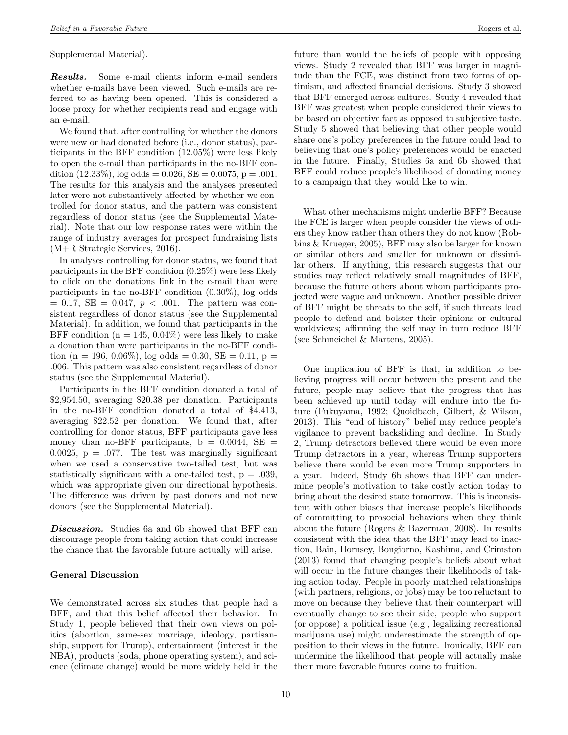Supplemental Material).

***Results.*** Some e-mail clients inform e-mail senders whether e-mails have been viewed. Such e-mails are referred to as having been opened. This is considered a loose proxy for whether recipients read and engage with an e-mail.

We found that, after controlling for whether the donors were new or had donated before (i.e., donor status), participants in the BFF condition (12.05%) were less likely to open the e-mail than participants in the no-BFF condition (12.33%), log odds = 0.026, SE = 0.0075, p = .001. The results for this analysis and the analyses presented later were not substantively affected by whether we controlled for donor status, and the pattern was consistent regardless of donor status (see the Supplemental Material). Note that our low response rates were within the range of industry averages for prospect fundraising lists (M+R Strategic Services, 2016).

In analyses controlling for donor status, we found that participants in the BFF condition (0.25%) were less likely to click on the donations link in the e-mail than were participants in the no-BFF condition (0.30%), log odds = 0.17, SE = 0.047, $p < .001$. The pattern was consistent regardless of donor status (see the Supplemental Material). In addition, we found that participants in the BFF condition (n = 145, 0.04%) were less likely to make a donation than were participants in the no-BFF condition (n = 196, 0.06%), log odds = 0.30, SE = 0.11, p = .006. This pattern was also consistent regardless of donor status (see the Supplemental Material).

Participants in the BFF condition donated a total of $2,954.50, averaging $20.38 per donation. Participants in the no-BFF condition donated a total of $4,413, averaging $22.52 per donation. We found that, after controlling for donor status, BFF participants gave less money than no-BFF participants, b = 0.0044, SE = 0.0025, p = .077. The test was marginally significant when we used a conservative two-tailed test, but was statistically significant with a one-tailed test, p = .039, which was appropriate given our directional hypothesis. The difference was driven by past donors and not new donors (see the Supplemental Material).

***Discussion.*** Studies 6a and 6b showed that BFF can discourage people from taking action that could increase the chance that the favorable future actually will arise.

### General Discussion

We demonstrated across six studies that people had a BFF, and that this belief affected their behavior. In Study 1, people believed that their own views on politics (abortion, same-sex marriage, ideology, partisanship, support for Trump), entertainment (interest in the NBA), products (soda, phone operating system), and science (climate change) would be more widely held in the future than would the beliefs of people with opposing views. Study 2 revealed that BFF was larger in magnitude than the FCE, was distinct from two forms of optimism, and affected financial decisions. Study 3 showed that BFF emerged across cultures. Study 4 revealed that BFF was greatest when people considered their views to be based on objective fact as opposed to subjective taste. Study 5 showed that believing that other people would share one's policy preferences in the future could lead to believing that one's policy preferences would be enacted in the future. Finally, Studies 6a and 6b showed that BFF could reduce people's likelihood of donating money to a campaign that they would like to win.

What other mechanisms might underlie BFF? Because the FCE is larger when people consider the views of others they know rather than others they do not know (Robbins & Krueger, 2005), BFF may also be larger for known or similar others and smaller for unknown or dissimilar others. If anything, this research suggests that our studies may reflect relatively small magnitudes of BFF, because the future others about whom participants projected were vague and unknown. Another possible driver of BFF might be threats to the self, if such threats lead people to defend and bolster their opinions or cultural worldviews; affirming the self may in turn reduce BFF (see Schmeichel & Martens, 2005).

One implication of BFF is that, in addition to believing progress will occur between the present and the future, people may believe that the progress that has been achieved up until today will endure into the future (Fukuyama, 1992; Quoidbach, Gilbert, & Wilson, 2013). This "end of history" belief may reduce people's vigilance to prevent backsliding and decline. In Study 2, Trump detractors believed there would be even more Trump detractors in a year, whereas Trump supporters believe there would be even more Trump supporters in a year. Indeed, Study 6b shows that BFF can undermine people's motivation to take costly action today to bring about the desired state tomorrow. This is inconsistent with other biases that increase people's likelihoods of committing to prosocial behaviors when they think about the future (Rogers & Bazerman, 2008). In results consistent with the idea that the BFF may lead to inaction, Bain, Hornsey, Bongiorno, Kashima, and Crimston (2013) found that changing people's beliefs about what will occur in the future changes their likelihoods of taking action today. People in poorly matched relationships (with partners, religions, or jobs) may be too reluctant to move on because they believe that their counterpart will eventually change to see their side; people who support (or oppose) a political issue (e.g., legalizing recreational marijuana use) might underestimate the strength of opposition to their views in the future. Ironically, BFF can undermine the likelihood that people will actually make their more favorable futures come to fruition.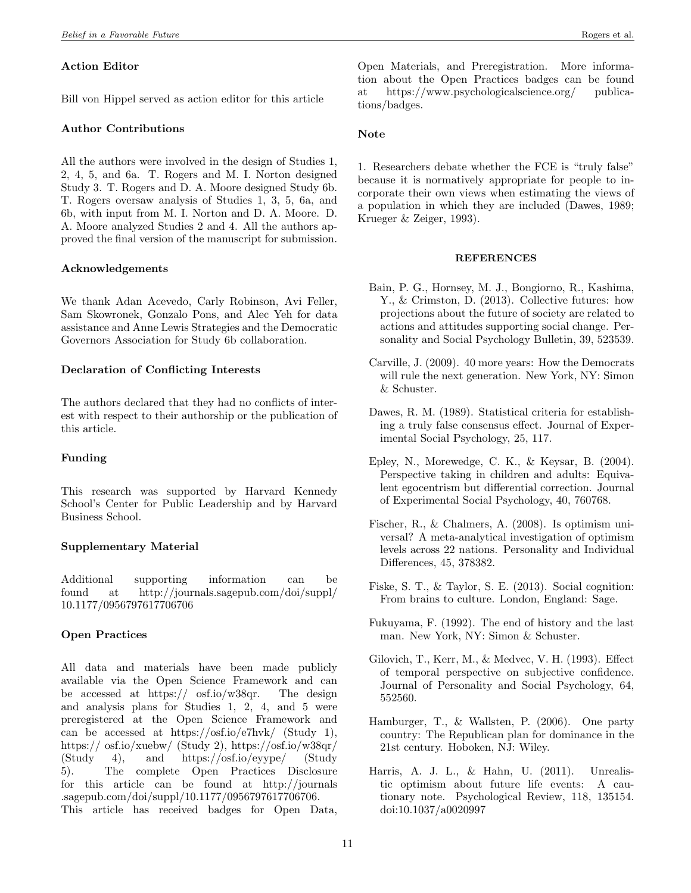### Action Editor

Bill von Hippel served as action editor for this article

### Author Contributions

All the authors were involved in the design of Studies 1, 2, 4, 5, and 6a. T. Rogers and M. I. Norton designed Study 3. T. Rogers and D. A. Moore designed Study 6b. T. Rogers oversaw analysis of Studies 1, 3, 5, 6a, and 6b, with input from M. I. Norton and D. A. Moore. D. A. Moore analyzed Studies 2 and 4. All the authors approved the final version of the manuscript for submission.

### Acknowledgements

We thank Adan Acevedo, Carly Robinson, Avi Feller, Sam Skowronek, Gonzalo Pons, and Alec Yeh for data assistance and Anne Lewis Strategies and the Democratic Governors Association for Study 6b collaboration.

### Declaration of Conflicting Interests

The authors declared that they had no conflicts of interest with respect to their authorship or the publication of this article.

### Funding

This research was supported by Harvard Kennedy School's Center for Public Leadership and by Harvard Business School.

### Supplementary Material

Additional supporting information can be found at http://journals.sagepub.com/doi/suppl/10.1177/0956797617706706

### Open Practices

All data and materials have been made publicly available via the Open Science Framework and can be accessed at https:// osf.io/w38qr. The design and analysis plans for Studies 1, 2, 4, and 5 were preregistered at the Open Science Framework and can be accessed at https://osf.io/e7hvk/ (Study 1), https:// osf.io/xuebw/ (Study 2), https://osf.io/w38qr/ (Study 4), and https://osf.io/eyype/ (Study 5). The complete Open Practices Disclosure for this article can be found at http://journals .sagepub.com/doi/suppl/10.1177/0956797617706706. This article has received badges for Open Data, Open Materials, and Preregistration. More information about the Open Practices badges can be found at https://www.psychologicalscience.org/ publications/badges.

### Note

1. Researchers debate whether the FCE is "truly false" because it is normatively appropriate for people to incorporate their own views when estimating the views of a population in which they are included (Dawes, 1989; Krueger & Zeiger, 1993).

## REFERENCES

Bain, P. G., Hornsey, M. J., Bongiorno, R., Kashima, Y., & Crimston, D. (2013). Collective futures: how projections about the future of society are related to actions and attitudes supporting social change. Personality and Social Psychology Bulletin, 39, 523539.

Carville, J. (2009). 40 more years: How the Democrats will rule the next generation. New York, NY: Simon & Schuster.

Dawes, R. M. (1989). Statistical criteria for establishing a truly false consensus effect. Journal of Experimental Social Psychology, 25, 117.

Epley, N., Morewedge, C. K., & Keysar, B. (2004). Perspective taking in children and adults: Equivalent egocentrism but differential correction. Journal of Experimental Social Psychology, 40, 760768.

Fischer, R., & Chalmers, A. (2008). Is optimism universal? A meta-analytical investigation of optimism levels across 22 nations. Personality and Individual Differences, 45, 378382.

Fiske, S. T., & Taylor, S. E. (2013). Social cognition: From brains to culture. London, England: Sage.

Fukuyama, F. (1992). The end of history and the last man. New York, NY: Simon & Schuster.

Gilovich, T., Kerr, M., & Medvec, V. H. (1993). Effect of temporal perspective on subjective confidence. Journal of Personality and Social Psychology, 64, 552560.

Hamburger, T., & Wallsten, P. (2006). One party country: The Republican plan for dominance in the 21st century. Hoboken, NJ: Wiley.

Harris, A. J. L., & Hahn, U. (2011). Unrealistic optimism about future life events: A cautionary note. Psychological Review, 118, 135154. doi:10.1037/a0020997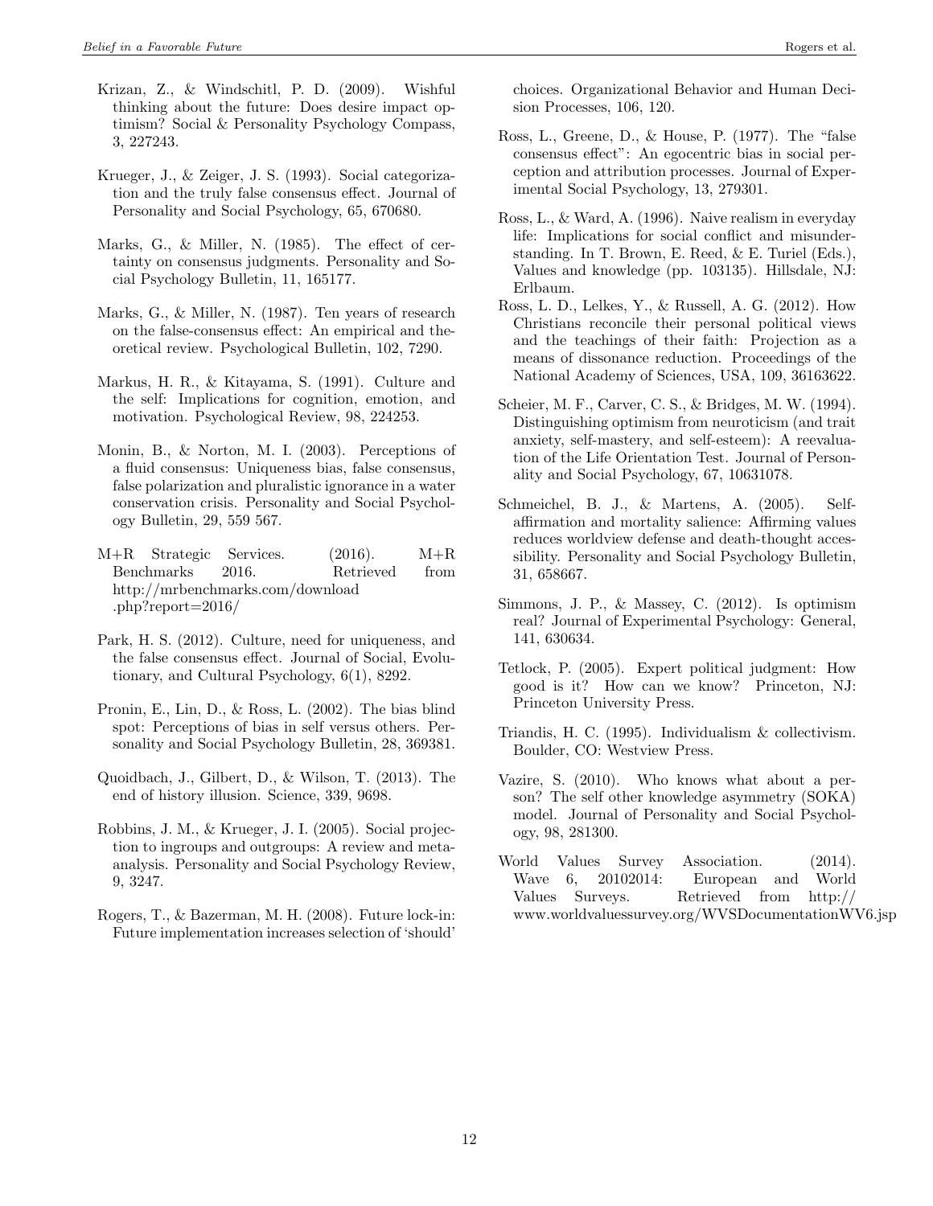Krizan, Z., & Windschitl, P. D. (2009). Wishful thinking about the future: Does desire impact optimism? Social & Personality Psychology Compass, 3, 227243.

Krueger, J., & Zeiger, J. S. (1993). Social categorization and the truly false consensus effect. Journal of Personality and Social Psychology, 65, 670680.

Marks, G., & Miller, N. (1985). The effect of certainty on consensus judgments. Personality and Social Psychology Bulletin, 11, 165177.

Marks, G., & Miller, N. (1987). Ten years of research on the false-consensus effect: An empirical and theoretical review. Psychological Bulletin, 102, 7290.

Markus, H. R., & Kitayama, S. (1991). Culture and the self: Implications for cognition, emotion, and motivation. Psychological Review, 98, 224253.

Monin, B., & Norton, M. I. (2003). Perceptions of a fluid consensus: Uniqueness bias, false consensus, false polarization and pluralistic ignorance in a water conservation crisis. Personality and Social Psychology Bulletin, 29, 559 567.

M+R Strategic Services. (2016). M+R Benchmarks 2016. Retrieved from http://mrbenchmarks.com/download.php?report=2016/

Park, H. S. (2012). Culture, need for uniqueness, and the false consensus effect. Journal of Social, Evolutionary, and Cultural Psychology, 6(1), 8292.

Pronin, E., Lin, D., & Ross, L. (2002). The bias blind spot: Perceptions of bias in self versus others. Personality and Social Psychology Bulletin, 28, 369381.

Quoidbach, J., Gilbert, D., & Wilson, T. (2013). The end of history illusion. Science, 339, 9698.

Robbins, J. M., & Krueger, J. I. (2005). Social projection to ingroups and outgroups: A review and meta-analysis. Personality and Social Psychology Review, 9, 3247.

Rogers, T., & Bazerman, M. H. (2008). Future lock-in: Future implementation increases selection of 'should' choices. Organizational Behavior and Human Decision Processes, 106, 120.

Ross, L., Greene, D., & House, P. (1977). The "false consensus effect": An egocentric bias in social perception and attribution processes. Journal of Experimental Social Psychology, 13, 279301.

Ross, L., & Ward, A. (1996). Naive realism in everyday life: Implications for social conflict and misunderstanding. In T. Brown, E. Reed, & E. Turiel (Eds.), Values and knowledge (pp. 103135). Hillsdale, NJ: Erlbaum.

Ross, L. D., Lelkes, Y., & Russell, A. G. (2012). How Christians reconcile their personal political views and the teachings of their faith: Projection as a means of dissonance reduction. Proceedings of the National Academy of Sciences, USA, 109, 36163622.

Scheier, M. F., Carver, C. S., & Bridges, M. W. (1994). Distinguishing optimism from neuroticism (and trait anxiety, self-mastery, and self-esteem): A reevaluation of the Life Orientation Test. Journal of Personality and Social Psychology, 67, 10631078.

Schmeichel, B. J., & Martens, A. (2005). Self-affirmation and mortality salience: Affirming values reduces worldview defense and death-thought accessibility. Personality and Social Psychology Bulletin, 31, 658667.

Simmons, J. P., & Massey, C. (2012). Is optimism real? Journal of Experimental Psychology: General, 141, 630634.

Tetlock, P. (2005). Expert political judgment: How good is it? How can we know? Princeton, NJ: Princeton University Press.

Triandis, H. C. (1995). Individualism & collectivism. Boulder, CO: Westview Press.

Vazire, S. (2010). Who knows what about a person? The self other knowledge asymmetry (SOKA) model. Journal of Personality and Social Psychology, 98, 281300.

World Values Survey Association. (2014). Wave 6, 20102014: European and World Values Surveys. Retrieved from http://www.worldvaluessurvey.org/WVSDocumentationWV6.jsp